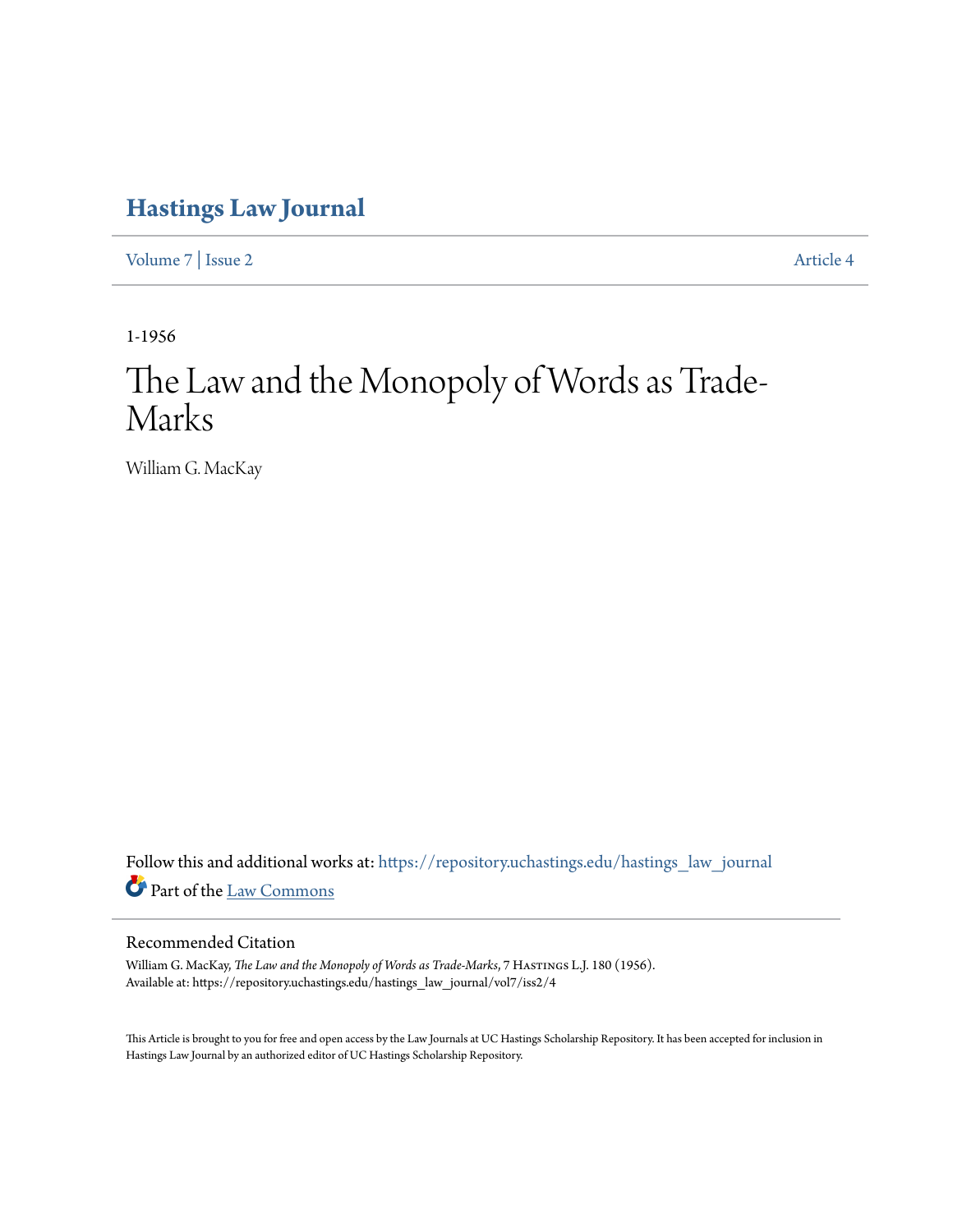# Hastings Law Journal

Volume 7 | Issue 2 Article 4

1-1956

# The Law and the Monopoly of Words as Trade-Marks

William G. MacKay

Follow this and additional works at: https://repository.uchastings.edu/hastings_law_journal

Part of the Law Commons

## Recommended Citation

William G. MacKay, *The Law and the Monopoly of Words as Trade-Marks*, 7 Hastings L.J. 180 (1956).
Available at: https://repository.uchastings.edu/hastings_law_journal/vol7/iss2/4

This Article is brought to you for free and open access by the Law Journals at UC Hastings Scholarship Repository. It has been accepted for inclusion in Hastings Law Journal by an authorized editor of UC Hastings Scholarship Repository.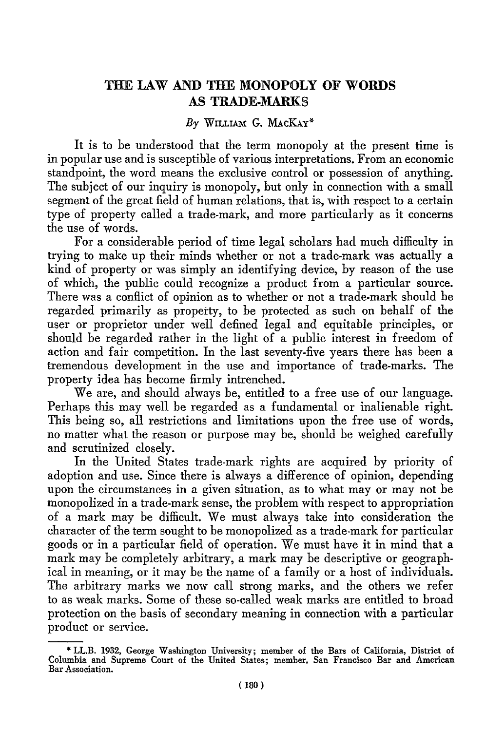# THE LAW AND THE MONOPOLY OF WORDS AS TRADE-MARKS

*By* WILLIAM G. MACKAY*

It is to be understood that the term monopoly at the present time is in popular use and is susceptible of various interpretations. From an economic standpoint, the word means the exclusive control or possession of anything. The subject of our inquiry is monopoly, but only in connection with a small segment of the great field of human relations, that is, with respect to a certain type of property called a trade-mark, and more particularly as it concerns the use of words.

For a considerable period of time legal scholars had much difficulty in trying to make up their minds whether or not a trade-mark was actually a kind of property or was simply an identifying device, by reason of the use of which, the public could recognize a product from a particular source. There was a conflict of opinion as to whether or not a trade-mark should be regarded primarily as property, to be protected as such on behalf of the user or proprietor under well defined legal and equitable principles, or should be regarded rather in the light of a public interest in freedom of action and fair competition. In the last seventy-five years there has been a tremendous development in the use and importance of trade-marks. The property idea has become firmly intrenched.

We are, and should always be, entitled to a free use of our language. Perhaps this may well be regarded as a fundamental or inalienable right. This being so, all restrictions and limitations upon the free use of words, no matter what the reason or purpose may be, should be weighed carefully and scrutinized closely.

In the United States trade-mark rights are acquired by priority of adoption and use. Since there is always a difference of opinion, depending upon the circumstances in a given situation, as to what may or may not be monopolized in a trade-mark sense, the problem with respect to appropriation of a mark may be difficult. We must always take into consideration the character of the term sought to be monopolized as a trade-mark for particular goods or in a particular field of operation. We must have it in mind that a mark may be completely arbitrary, a mark may be descriptive or geographical in meaning, or it may be the name of a family or a host of individuals. The arbitrary marks we now call strong marks, and the others we refer to as weak marks. Some of these so-called weak marks are entitled to broad protection on the basis of secondary meaning in connection with a particular product or service.

---

* LL.B. 1932, George Washington University; member of the Bars of California, District of Columbia and Supreme Court of the United States; member, San Francisco Bar and American Bar Association.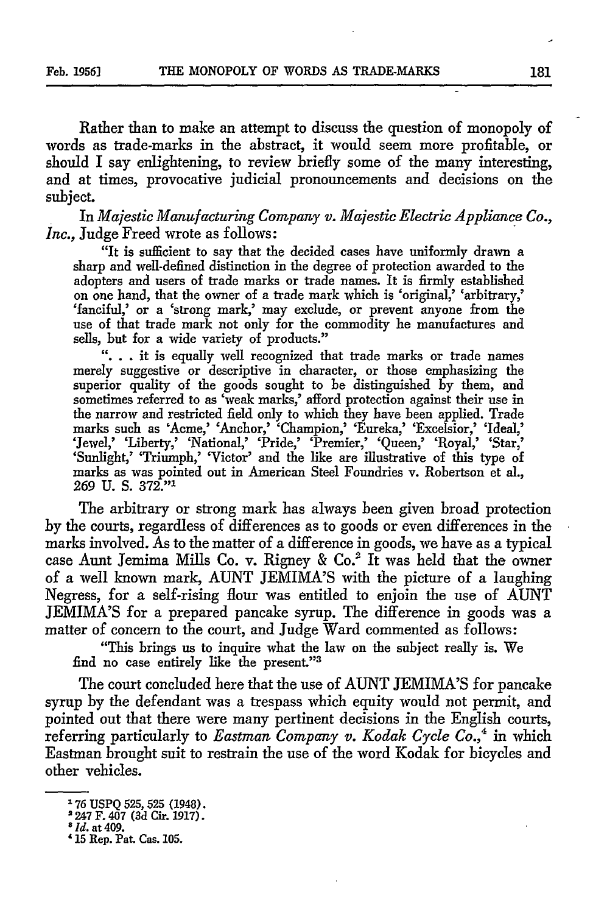Rather than to make an attempt to discuss the question of monopoly of words as trade-marks in the abstract, it would seem more profitable, or should I say enlightening, to review briefly some of the many interesting, and at times, provocative judicial pronouncements and decisions on the subject.

In *Majestic Manufacturing Company v. Majestic Electric Appliance Co., Inc.*, Judge Freed wrote as follows:

> "It is sufficient to say that the decided cases have uniformly drawn a sharp and well-defined distinction in the degree of protection awarded to the adopters and users of trade marks or trade names. It is firmly established on one hand, that the owner of a trade mark which is 'original,' 'arbitrary,' 'fanciful,' or a 'strong mark,' may exclude, or prevent anyone from the use of that trade mark not only for the commodity he manufactures and sells, but for a wide variety of products."
>
> ". . . it is equally well recognized that trade marks or trade names merely suggestive or descriptive in character, or those emphasizing the superior quality of the goods sought to be distinguished by them, and sometimes referred to as 'weak marks,' afford protection against their use in the narrow and restricted field only to which they have been applied. Trade marks such as 'Acme,' 'Anchor,' 'Champion,' 'Eureka,' 'Excelsior,' 'Ideal,' 'Jewel,' 'Liberty,' 'National,' 'Pride,' 'Premier,' 'Queen,' 'Royal,' 'Star,' 'Sunlight,' 'Triumph,' 'Victor' and the like are illustrative of this type of marks as was pointed out in American Steel Foundries v. Robertson et al., 269 U. S. 372."[1]

The arbitrary or strong mark has always been given broad protection by the courts, regardless of differences as to goods or even differences in the marks involved. As to the matter of a difference in goods, we have as a typical case Aunt Jemima Mills Co. v. Rigney & Co.[2] It was held that the owner of a well known mark, AUNT JEMIMA'S with the picture of a laughing Negress, for a self-rising flour was entitled to enjoin the use of AUNT JEMIMA'S for a prepared pancake syrup. The difference in goods was a matter of concern to the court, and Judge Ward commented as follows:

> "This brings us to inquire what the law on the subject really is. We find no case entirely like the present."[3]

The court concluded here that the use of AUNT JEMIMA'S for pancake syrup by the defendant was a trespass which equity would not permit, and pointed out that there were many pertinent decisions in the English courts, referring particularly to *Eastman Company v. Kodak Cycle Co.*,[4] in which Eastman brought suit to restrain the use of the word Kodak for bicycles and other vehicles.

---

[1] 76 USPQ 525, 525 (1948).

[2] 247 F. 407 (3d Cir. 1917).

[3] *Id.* at 409.

[4] 15 Rep. Pat. Cas. 105.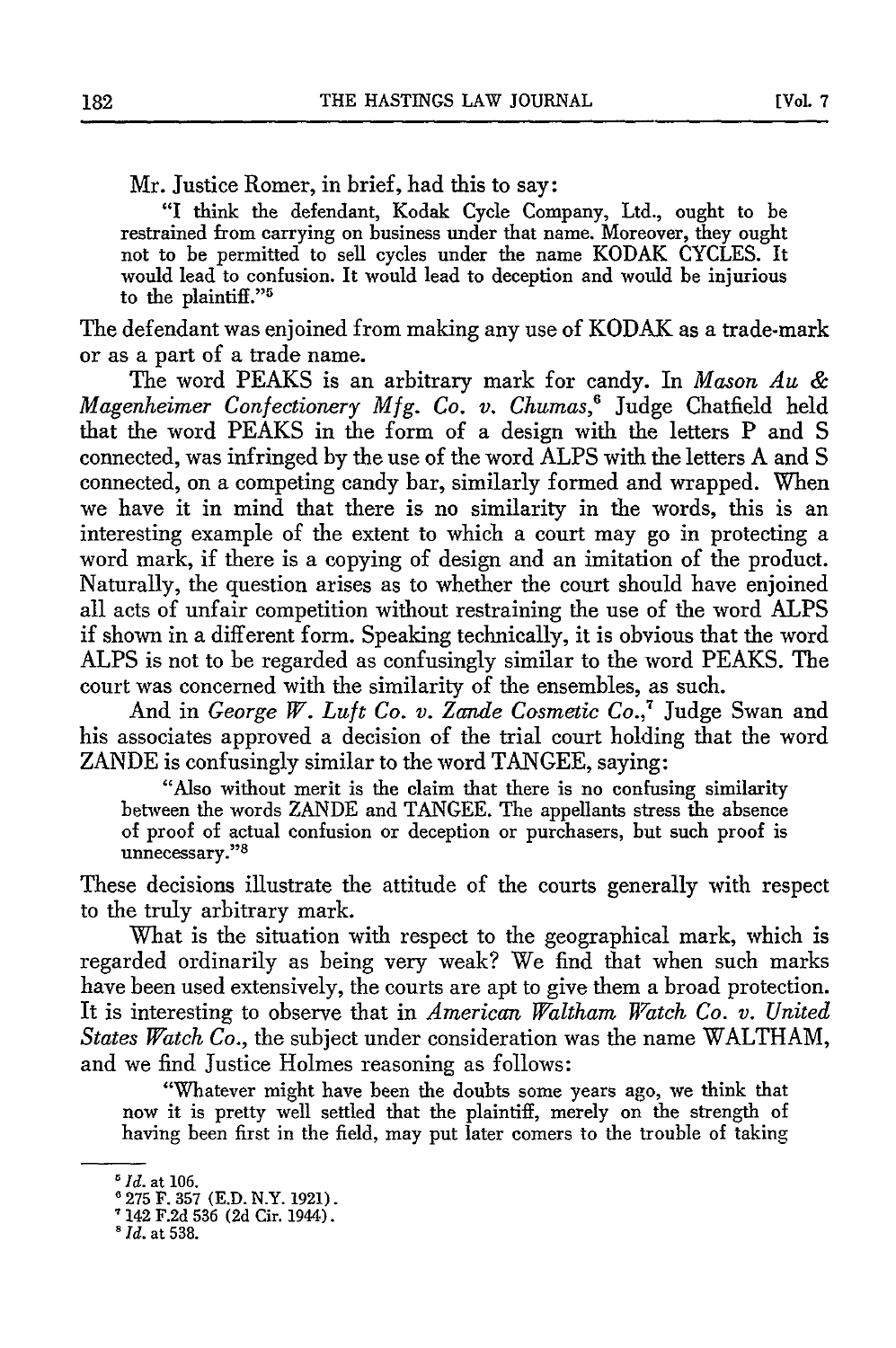Mr. Justice Romer, in brief, had this to say:

> "I think the defendant, Kodak Cycle Company, Ltd., ought to be restrained from carrying on business under that name. Moreover, they ought not to be permitted to sell cycles under the name KODAK CYCLES. It would lead to confusion. It would lead to deception and would be injurious to the plaintiff."[5]

The defendant was enjoined from making any use of KODAK as a trade-mark or as a part of a trade name.

The word PEAKS is an arbitrary mark for candy. In *Mason Au & Magenheimer Confectionery Mfg. Co. v. Chumas*,[6] Judge Chatfield held that the word PEAKS in the form of a design with the letters P and S connected, was infringed by the use of the word ALPS with the letters A and S connected, on a competing candy bar, similarly formed and wrapped. When we have it in mind that there is no similarity in the words, this is an interesting example of the extent to which a court may go in protecting a word mark, if there is a copying of design and an imitation of the product. Naturally, the question arises as to whether the court should have enjoined all acts of unfair competition without restraining the use of the word ALPS if shown in a different form. Speaking technically, it is obvious that the word ALPS is not to be regarded as confusingly similar to the word PEAKS. The court was concerned with the similarity of the ensembles, as such.

And in *George W. Luft Co. v. Zande Cosmetic Co.*,[7] Judge Swan and his associates approved a decision of the trial court holding that the word ZANDE is confusingly similar to the word TANGEE, saying:

> "Also without merit is the claim that there is no confusing similarity between the words ZANDE and TANGEE. The appellants stress the absence of proof of actual confusion or deception or purchasers, but such proof is unnecessary."[8]

These decisions illustrate the attitude of the courts generally with respect to the truly arbitrary mark.

What is the situation with respect to the geographical mark, which is regarded ordinarily as being very weak? We find that when such marks have been used extensively, the courts are apt to give them a broad protection. It is interesting to observe that in *American Waltham Watch Co. v. United States Watch Co.*, the subject under consideration was the name WALTHAM, and we find Justice Holmes reasoning as follows:

> "Whatever might have been the doubts some years ago, we think that now it is pretty well settled that the plaintiff, merely on the strength of having been first in the field, may put later comers to the trouble of taking

[5] *Id.* at 106.

[6] 275 F. 357 (E.D. N.Y. 1921).

[7] 142 F.2d 536 (2d Cir. 1944).

[8] *Id.* at 538.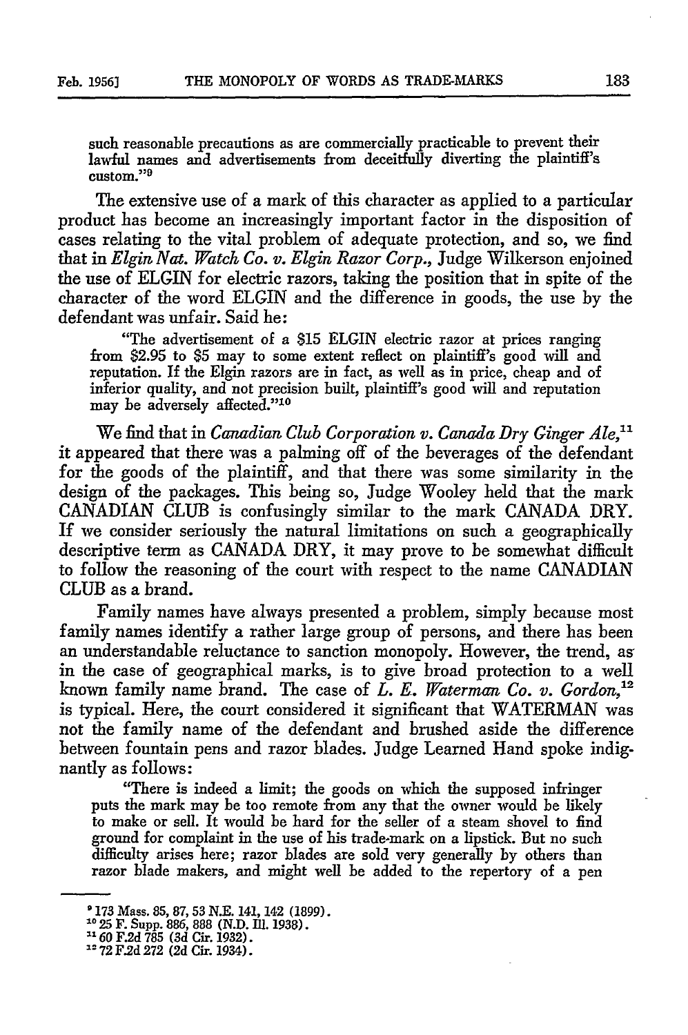such reasonable precautions as are commercially practicable to prevent their lawful names and advertisements from deceitfully diverting the plaintiff's custom."[9]

The extensive use of a mark of this character as applied to a particular product has become an increasingly important factor in the disposition of cases relating to the vital problem of adequate protection, and so, we find that in *Elgin Nat. Watch Co. v. Elgin Razor Corp.*, Judge Wilkerson enjoined the use of ELGIN for electric razors, taking the position that in spite of the character of the word ELGIN and the difference in goods, the use by the defendant was unfair. Said he:

> "The advertisement of a $15 ELGIN electric razor at prices ranging from $2.95 to $5 may to some extent reflect on plaintiff's good will and reputation. If the Elgin razors are in fact, as well as in price, cheap and of inferior quality, and not precision built, plaintiff's good will and reputation may be adversely affected."[10]

We find that in *Canadian Club Corporation v. Canada Dry Ginger Ale*,[11] it appeared that there was a palming off of the beverages of the defendant for the goods of the plaintiff, and that there was some similarity in the design of the packages. This being so, Judge Wooley held that the mark CANADIAN CLUB is confusingly similar to the mark CANADA DRY. If we consider seriously the natural limitations on such a geographically descriptive term as CANADA DRY, it may prove to be somewhat difficult to follow the reasoning of the court with respect to the name CANADIAN CLUB as a brand.

Family names have always presented a problem, simply because most family names identify a rather large group of persons, and there has been an understandable reluctance to sanction monopoly. However, the trend, as in the case of geographical marks, is to give broad protection to a well known family name brand. The case of *L. E. Waterman Co. v. Gordon*,[12] is typical. Here, the court considered it significant that WATERMAN was not the family name of the defendant and brushed aside the difference between fountain pens and razor blades. Judge Learned Hand spoke indignantly as follows:

> "There is indeed a limit; the goods on which the supposed infringer puts the mark may be too remote from any that the owner would be likely to make or sell. It would be hard for the seller of a steam shovel to find ground for complaint in the use of his trade-mark on a lipstick. But no such difficulty arises here; razor blades are sold very generally by others than razor blade makers, and might well be added to the repertory of a pen

---

[9] 173 Mass. 85, 87, 53 N.E. 141, 142 (1899).
[10] 25 F. Supp. 886, 888 (N.D. Ill. 1938).
[11] 60 F.2d 785 (3d Cir. 1932).
[12] 72 F.2d 272 (2d Cir. 1934).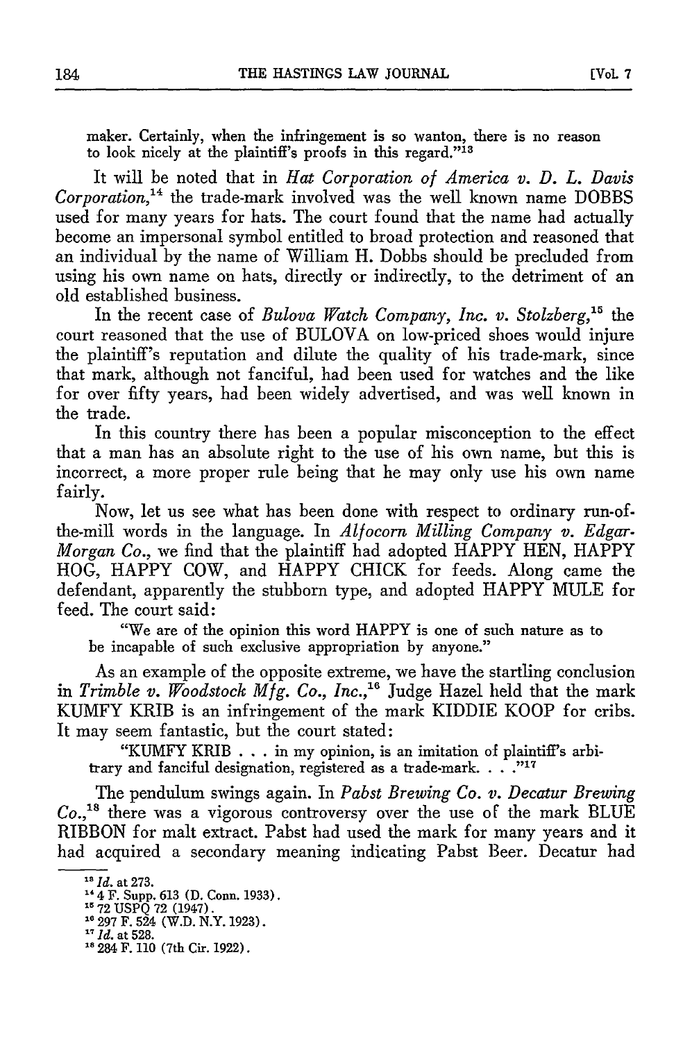maker. Certainly, when the infringement is so wanton, there is no reason to look nicely at the plaintiff's proofs in this regard."[13]

It will be noted that in *Hat Corporation of America v. D. L. Davis Corporation*,[14] the trade-mark involved was the well known name DOBBS used for many years for hats. The court found that the name had actually become an impersonal symbol entitled to broad protection and reasoned that an individual by the name of William H. Dobbs should be precluded from using his own name on hats, directly or indirectly, to the detriment of an old established business.

In the recent case of *Bulova Watch Company, Inc. v. Stolzberg*,[15] the court reasoned that the use of BULOVA on low-priced shoes would injure the plaintiff's reputation and dilute the quality of his trade-mark, since that mark, although not fanciful, had been used for watches and the like for over fifty years, had been widely advertised, and was well known in the trade.

In this country there has been a popular misconception to the effect that a man has an absolute right to the use of his own name, but this is incorrect, a more proper rule being that he may only use his own name fairly.

Now, let us see what has been done with respect to ordinary run-of-the-mill words in the language. In *Alfocorn Milling Company v. Edgar-Morgan Co.*, we find that the plaintiff had adopted HAPPY HEN, HAPPY HOG, HAPPY COW, and HAPPY CHICK for feeds. Along came the defendant, apparently the stubborn type, and adopted HAPPY MULE for feed. The court said:

> "We are of the opinion this word HAPPY is one of such nature as to be incapable of such exclusive appropriation by anyone."

As an example of the opposite extreme, we have the startling conclusion in *Trimble v. Woodstock Mfg. Co., Inc.*,[16] Judge Hazel held that the mark KUMFY KRIB is an infringement of the mark KIDDIE KOOP for cribs. It may seem fantastic, but the court stated:

> "KUMFY KRIB . . . in my opinion, is an imitation of plaintiff's arbitrary and fanciful designation, registered as a trade-mark. . . ."[17]

The pendulum swings again. In *Pabst Brewing Co. v. Decatur Brewing Co.*,[18] there was a vigorous controversy over the use of the mark BLUE RIBBON for malt extract. Pabst had used the mark for many years and it had acquired a secondary meaning indicating Pabst Beer. Decatur had

---

[13] *Id.* at 273.

[14] 4 F. Supp. 613 (D. Conn. 1933).

[15] 72 USPQ 72 (1947).

[16] 297 F. 524 (W.D. N.Y. 1923).

[17] *Id.* at 528.

[18] 284 F. 110 (7th Cir. 1922).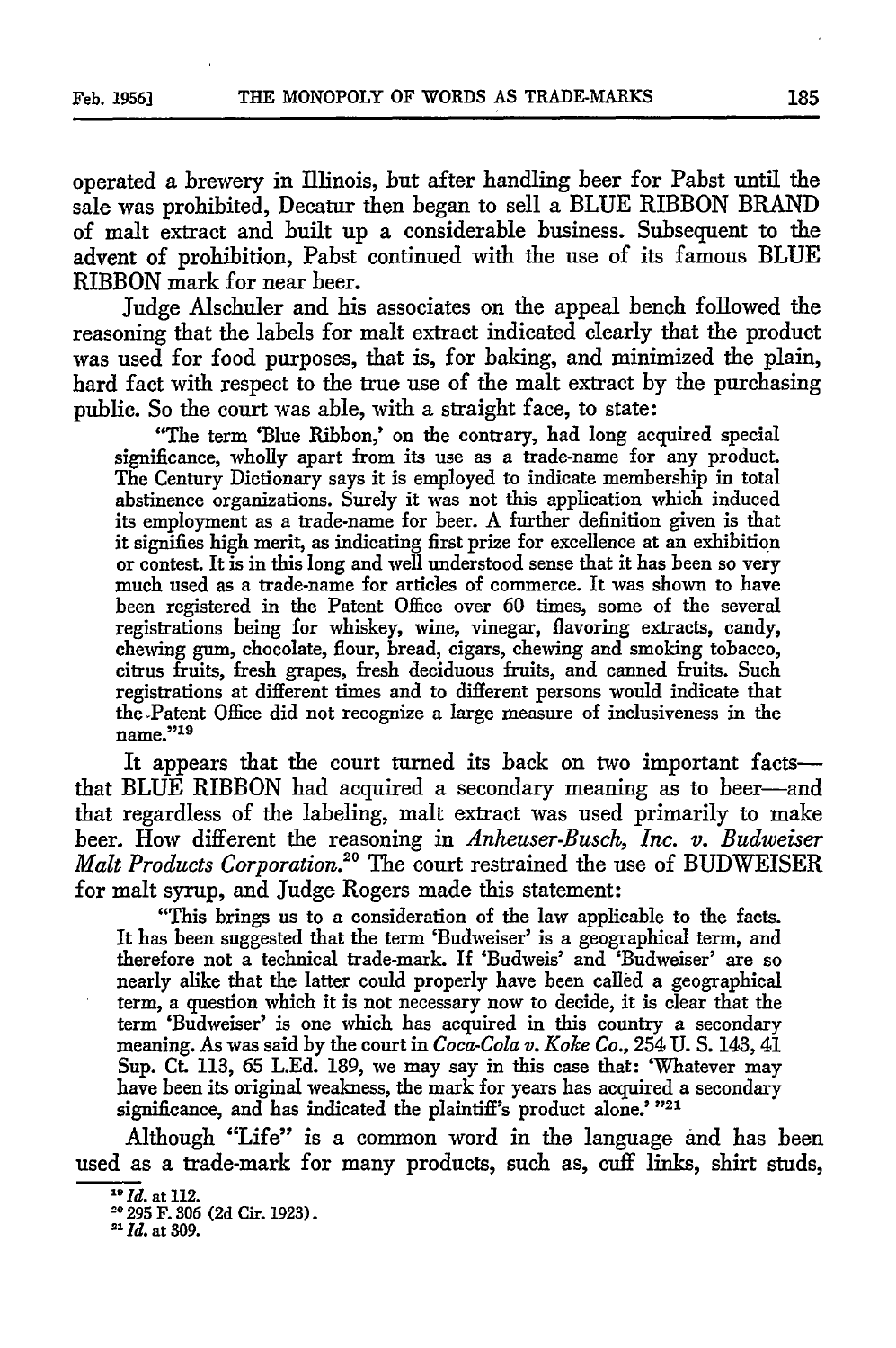operated a brewery in Illinois, but after handling beer for Pabst until the sale was prohibited, Decatur then began to sell a BLUE RIBBON BRAND of malt extract and built up a considerable business. Subsequent to the advent of prohibition, Pabst continued with the use of its famous BLUE RIBBON mark for near beer.

Judge Alschuler and his associates on the appeal bench followed the reasoning that the labels for malt extract indicated clearly that the product was used for food purposes, that is, for baking, and minimized the plain, hard fact with respect to the true use of the malt extract by the purchasing public. So the court was able, with a straight face, to state:

> "The term 'Blue Ribbon,' on the contrary, had long acquired special significance, wholly apart from its use as a trade-name for any product. The Century Dictionary says it is employed to indicate membership in total abstinence organizations. Surely it was not this application which induced its employment as a trade-name for beer. A further definition given is that it signifies high merit, as indicating first prize for excellence at an exhibition or contest. It is in this long and well understood sense that it has been so very much used as a trade-name for articles of commerce. It was shown to have been registered in the Patent Office over 60 times, some of the several registrations being for whiskey, wine, vinegar, flavoring extracts, candy, chewing gum, chocolate, flour, bread, cigars, chewing and smoking tobacco, citrus fruits, fresh grapes, fresh deciduous fruits, and canned fruits. Such registrations at different times and to different persons would indicate that the Patent Office did not recognize a large measure of inclusiveness in the name."[19]

It appears that the court turned its back on two important facts—that BLUE RIBBON had acquired a secondary meaning as to beer—and that regardless of the labeling, malt extract was used primarily to make beer. How different the reasoning in *Anheuser-Busch, Inc. v. Budweiser Malt Products Corporation.*[20] The court restrained the use of BUDWEISER for malt syrup, and Judge Rogers made this statement:

> "This brings us to a consideration of the law applicable to the facts. It has been suggested that the term 'Budweiser' is a geographical term, and therefore not a technical trade-mark. If 'Budweis' and 'Budweiser' are so nearly alike that the latter could properly have been called a geographical term, a question which it is not necessary now to decide, it is clear that the term 'Budweiser' is one which has acquired in this country a secondary meaning. As was said by the court in *Coca-Cola v. Koke Co.*, 254 U. S. 143, 41 Sup. Ct. 113, 65 L.Ed. 189, we may say in this case that: 'Whatever may have been its original weakness, the mark for years has acquired a secondary significance, and has indicated the plaintiff's product alone.' "[21]

Although "Life" is a common word in the language and has been used as a trade-mark for many products, such as, cuff links, shirt studs,

---

[19] *Id.* at 112.

[20] 295 F. 306 (2d Cir. 1923).

[21] *Id.* at 309.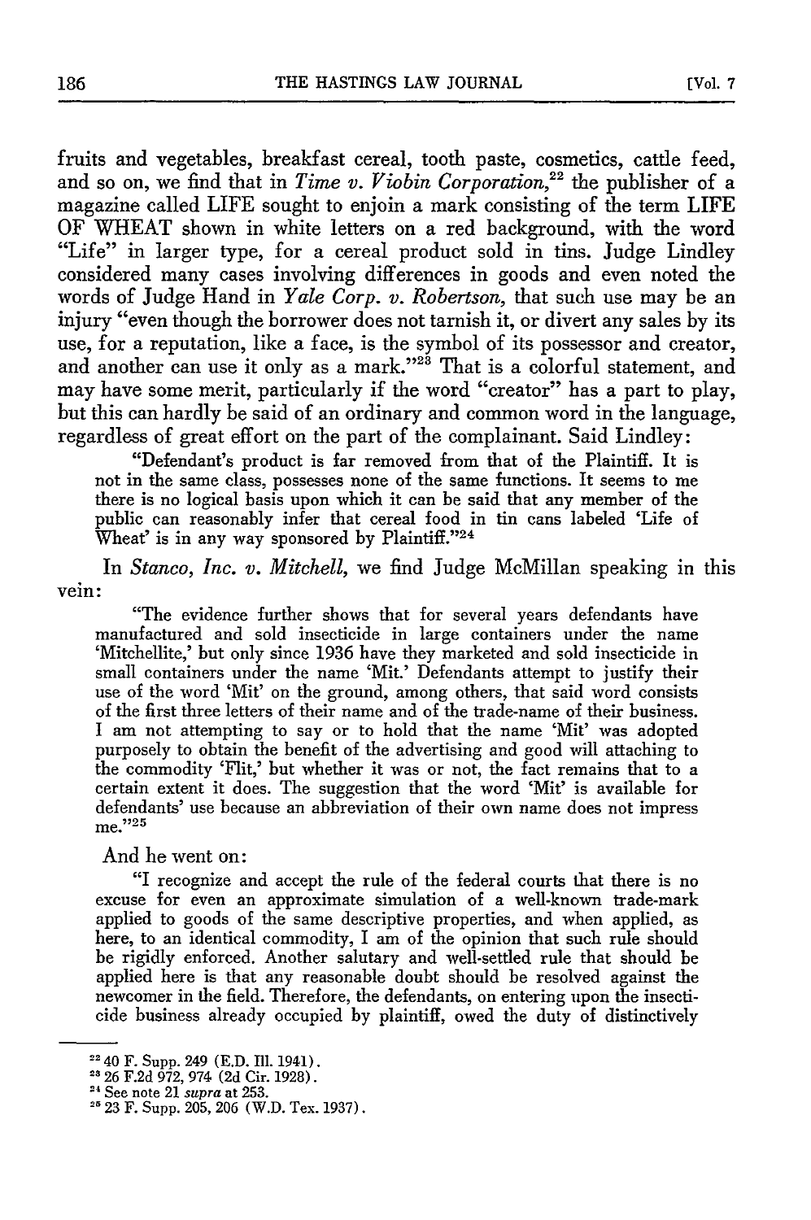fruits and vegetables, breakfast cereal, tooth paste, cosmetics, cattle feed, and so on, we find that in *Time v. Viobin Corporation*,[22] the publisher of a magazine called LIFE sought to enjoin a mark consisting of the term LIFE OF WHEAT shown in white letters on a red background, with the word "Life" in larger type, for a cereal product sold in tins. Judge Lindley considered many cases involving differences in goods and even noted the words of Judge Hand in *Yale Corp. v. Robertson*, that such use may be an injury "even though the borrower does not tarnish it, or divert any sales by its use, for a reputation, like a face, is the symbol of its possessor and creator, and another can use it only as a mark."[23] That is a colorful statement, and may have some merit, particularly if the word "creator" has a part to play, but this can hardly be said of an ordinary and common word in the language, regardless of great effort on the part of the complainant. Said Lindley:

> "Defendant's product is far removed from that of the Plaintiff. It is not in the same class, possesses none of the same functions. It seems to me there is no logical basis upon which it can be said that any member of the public can reasonably infer that cereal food in tin cans labeled 'Life of Wheat' is in any way sponsored by Plaintiff."[24]

In *Stanco, Inc. v. Mitchell*, we find Judge McMillan speaking in this vein:

> "The evidence further shows that for several years defendants have manufactured and sold insecticide in large containers under the name 'Mitchellite,' but only since 1936 have they marketed and sold insecticide in small containers under the name 'Mit.' Defendants attempt to justify their use of the word 'Mit' on the ground, among others, that said word consists of the first three letters of their name and of the trade-name of their business. I am not attempting to say or to hold that the name 'Mit' was adopted purposely to obtain the benefit of the advertising and good will attaching to the commodity 'Flit,' but whether it was or not, the fact remains that to a certain extent it does. The suggestion that the word 'Mit' is available for defendants' use because an abbreviation of their own name does not impress me."[25]

And he went on:

> "I recognize and accept the rule of the federal courts that there is no excuse for even an approximate simulation of a well-known trade-mark applied to goods of the same descriptive properties, and when applied, as here, to an identical commodity, I am of the opinion that such rule should be rigidly enforced. Another salutary and well-settled rule that should be applied here is that any reasonable doubt should be resolved against the newcomer in the field. Therefore, the defendants, on entering upon the insecticide business already occupied by plaintiff, owed the duty of distinctively

---

[22] 40 F. Supp. 249 (E.D. Ill. 1941).

[23] 26 F.2d 972, 974 (2d Cir. 1928).

[24] See note 21 *supra* at 253.

[25] 23 F. Supp. 205, 206 (W.D. Tex. 1937).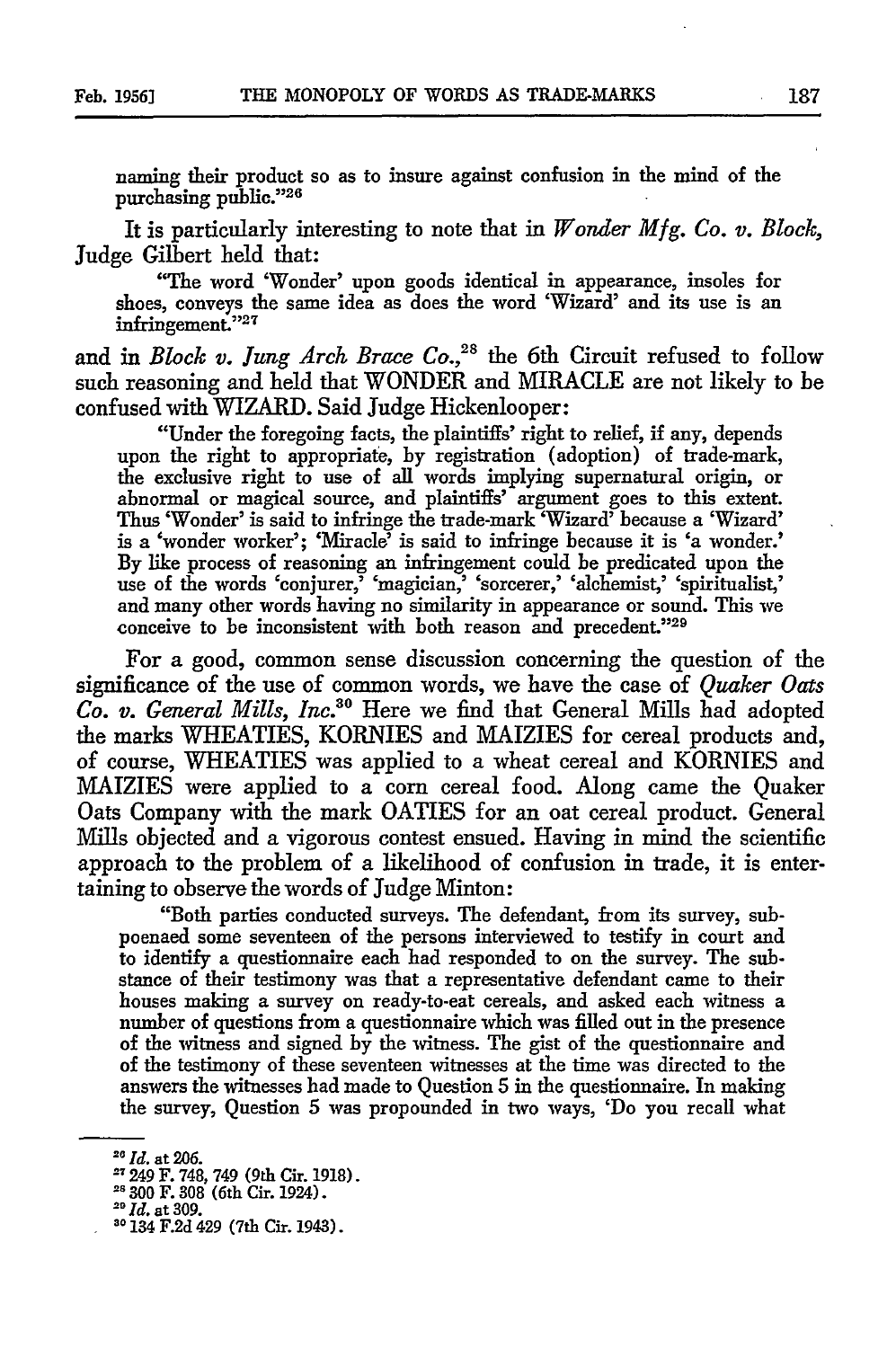naming their product so as to insure against confusion in the mind of the purchasing public."[26]

It is particularly interesting to note that in *Wonder Mfg. Co. v. Block*, Judge Gilbert held that:

> "The word 'Wonder' upon goods identical in appearance, insoles for shoes, conveys the same idea as does the word 'Wizard' and its use is an infringement."[27]

and in *Block v. Jung Arch Brace Co.*,[28] the 6th Circuit refused to follow such reasoning and held that WONDER and MIRACLE are not likely to be confused with WIZARD. Said Judge Hickenlooper:

> "Under the foregoing facts, the plaintiffs' right to relief, if any, depends upon the right to appropriate, by registration (adoption) of trade-mark, the exclusive right to use of all words implying supernatural origin, or abnormal or magical source, and plaintiffs' argument goes to this extent. Thus 'Wonder' is said to infringe the trade-mark 'Wizard' because a 'Wizard' is a 'wonder worker'; 'Miracle' is said to infringe because it is 'a wonder.' By like process of reasoning an infringement could be predicated upon the use of the words 'conjurer,' 'magician,' 'sorcerer,' 'alchemist,' 'spiritualist,' and many other words having no similarity in appearance or sound. This we conceive to be inconsistent with both reason and precedent."[29]

For a good, common sense discussion concerning the question of the significance of the use of common words, we have the case of *Quaker Oats Co. v. General Mills, Inc.*[30] Here we find that General Mills had adopted the marks WHEATIES, KORNIES and MAIZIES for cereal products and, of course, WHEATIES was applied to a wheat cereal and KORNIES and MAIZIES were applied to a corn cereal food. Along came the Quaker Oats Company with the mark OATIES for an oat cereal product. General Mills objected and a vigorous contest ensued. Having in mind the scientific approach to the problem of a likelihood of confusion in trade, it is entertaining to observe the words of Judge Minton:

> "Both parties conducted surveys. The defendant, from its survey, subpoenaed some seventeen of the persons interviewed to testify in court and to identify a questionnaire each had responded to on the survey. The substance of their testimony was that a representative defendant came to their houses making a survey on ready-to-eat cereals, and asked each witness a number of questions from a questionnaire which was filled out in the presence of the witness and signed by the witness. The gist of the questionnaire and of the testimony of these seventeen witnesses at the time was directed to the answers the witnesses had made to Question 5 in the questionnaire. In making the survey, Question 5 was propounded in two ways, 'Do you recall what

---

[26] *Id.* at 206.

[27] 249 F. 748, 749 (9th Cir. 1918).

[28] 300 F. 308 (6th Cir. 1924).

[29] *Id.* at 309.

[30] 134 F.2d 429 (7th Cir. 1943).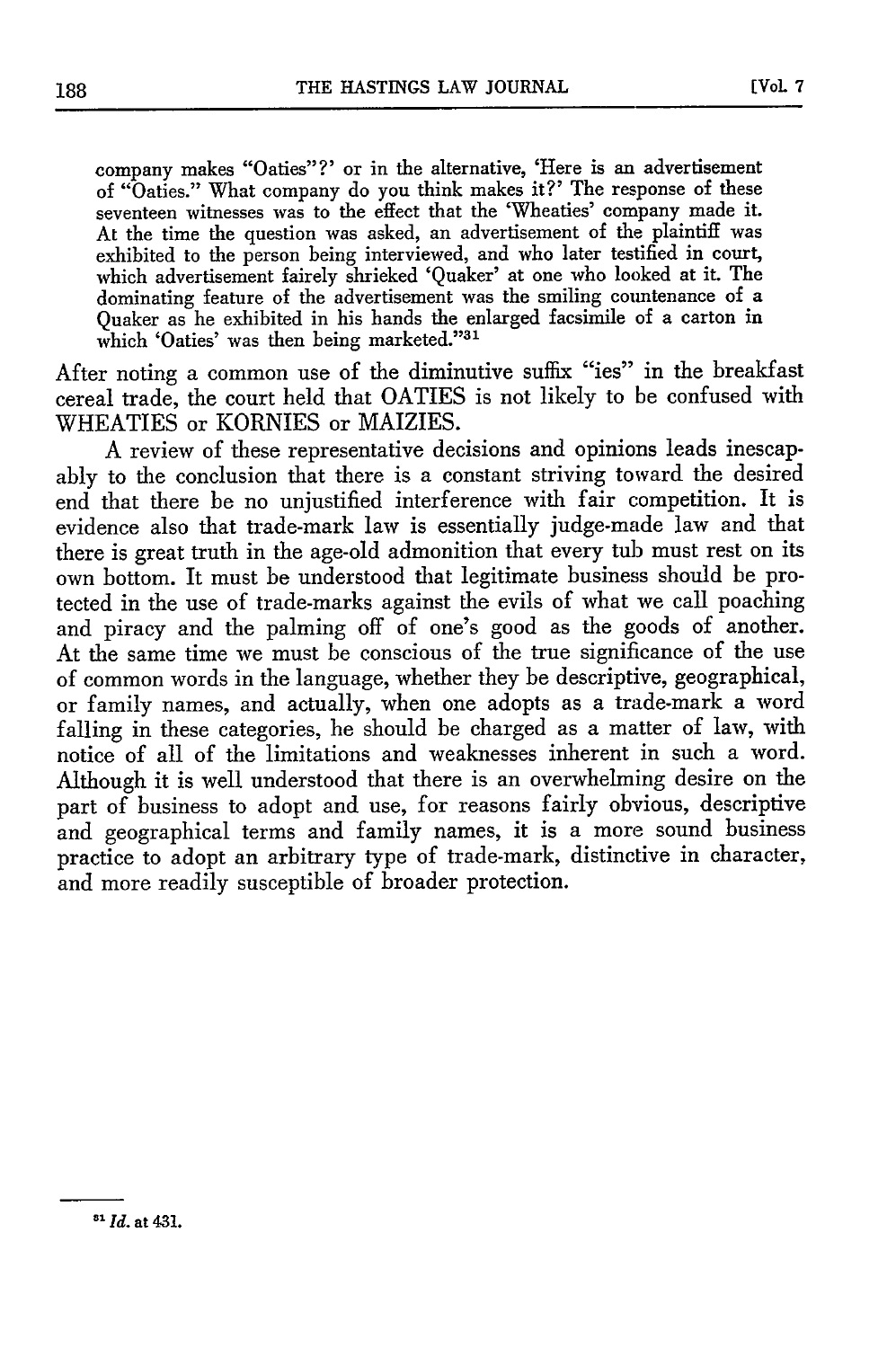company makes "Oaties"?' or in the alternative, 'Here is an advertisement of "Oaties." What company do you think makes it?' The response of these seventeen witnesses was to the effect that the 'Wheaties' company made it. At the time the question was asked, an advertisement of the plaintiff was exhibited to the person being interviewed, and who later testified in court, which advertisement fairely shrieked 'Quaker' at one who looked at it. The dominating feature of the advertisement was the smiling countenance of a Quaker as he exhibited in his hands the enlarged facsimile of a carton in which 'Oaties' was then being marketed."[31]

After noting a common use of the diminutive suffix "ies" in the breakfast cereal trade, the court held that OATIES is not likely to be confused with WHEATIES or KORNIES or MAIZIES.

A review of these representative decisions and opinions leads inescapably to the conclusion that there is a constant striving toward the desired end that there be no unjustified interference with fair competition. It is evidence also that trade-mark law is essentially judge-made law and that there is great truth in the age-old admonition that every tub must rest on its own bottom. It must be understood that legitimate business should be protected in the use of trade-marks against the evils of what we call poaching and piracy and the palming off of one's good as the goods of another. At the same time we must be conscious of the true significance of the use of common words in the language, whether they be descriptive, geographical, or family names, and actually, when one adopts as a trade-mark a word falling in these categories, he should be charged as a matter of law, with notice of all of the limitations and weaknesses inherent in such a word. Although it is well understood that there is an overwhelming desire on the part of business to adopt and use, for reasons fairly obvious, descriptive and geographical terms and family names, it is a more sound business practice to adopt an arbitrary type of trade-mark, distinctive in character, and more readily susceptible of broader protection.

---

[31] *Id.* at 431.